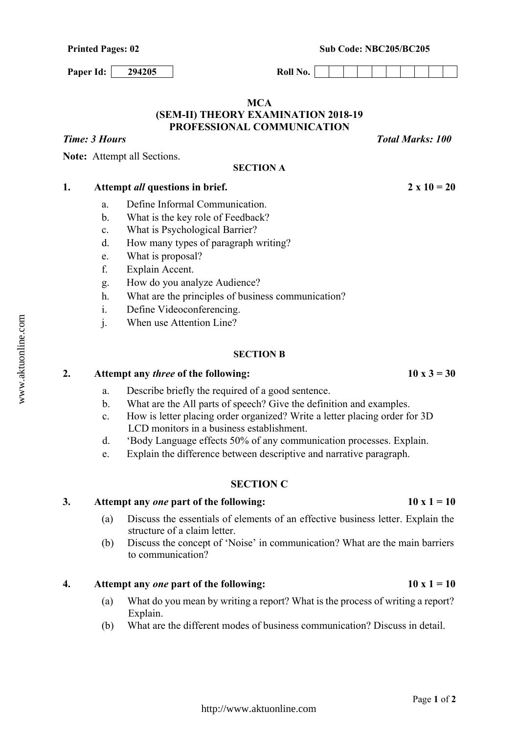**Printed Pages: 02** **Sub Code: NBC205/BC205**

**Paper Id:** 294205 **Roll No.**

# MCA
## (SEM-II) THEORY EXAMINATION 2018-19
## PROFESSIONAL COMMUNICATION

*Time: 3 Hours* *Total Marks: 100*

**Note:** Attempt all Sections.

### SECTION A

**1. Attempt *all* questions in brief. 2 x 10 = 20**

a. Define Informal Communication.
b. What is the key role of Feedback?
c. What is Psychological Barrier?
d. How many types of paragraph writing?
e. What is proposal?
f. Explain Accent.
g. How do you analyze Audience?
h. What are the principles of business communication?
i. Define Videoconferencing.
j. When use Attention Line?

### SECTION B

**2. Attempt any *three* of the following: 10 x 3 = 30**

a. Describe briefly the required of a good sentence.
b. What are the All parts of speech? Give the definition and examples.
c. How is letter placing order organized? Write a letter placing order for 3D LCD monitors in a business establishment.
d. 'Body Language effects 50% of any communication processes. Explain.
e. Explain the difference between descriptive and narrative paragraph.

### SECTION C

**3. Attempt any *one* part of the following: 10 x 1 = 10**

(a) Discuss the essentials of elements of an effective business letter. Explain the structure of a claim letter.
(b) Discuss the concept of 'Noise' in communication? What are the main barriers to communication?

**4. Attempt any *one* part of the following: 10 x 1 = 10**

(a) What do you mean by writing a report? What is the process of writing a report? Explain.
(b) What are the different modes of business communication? Discuss in detail.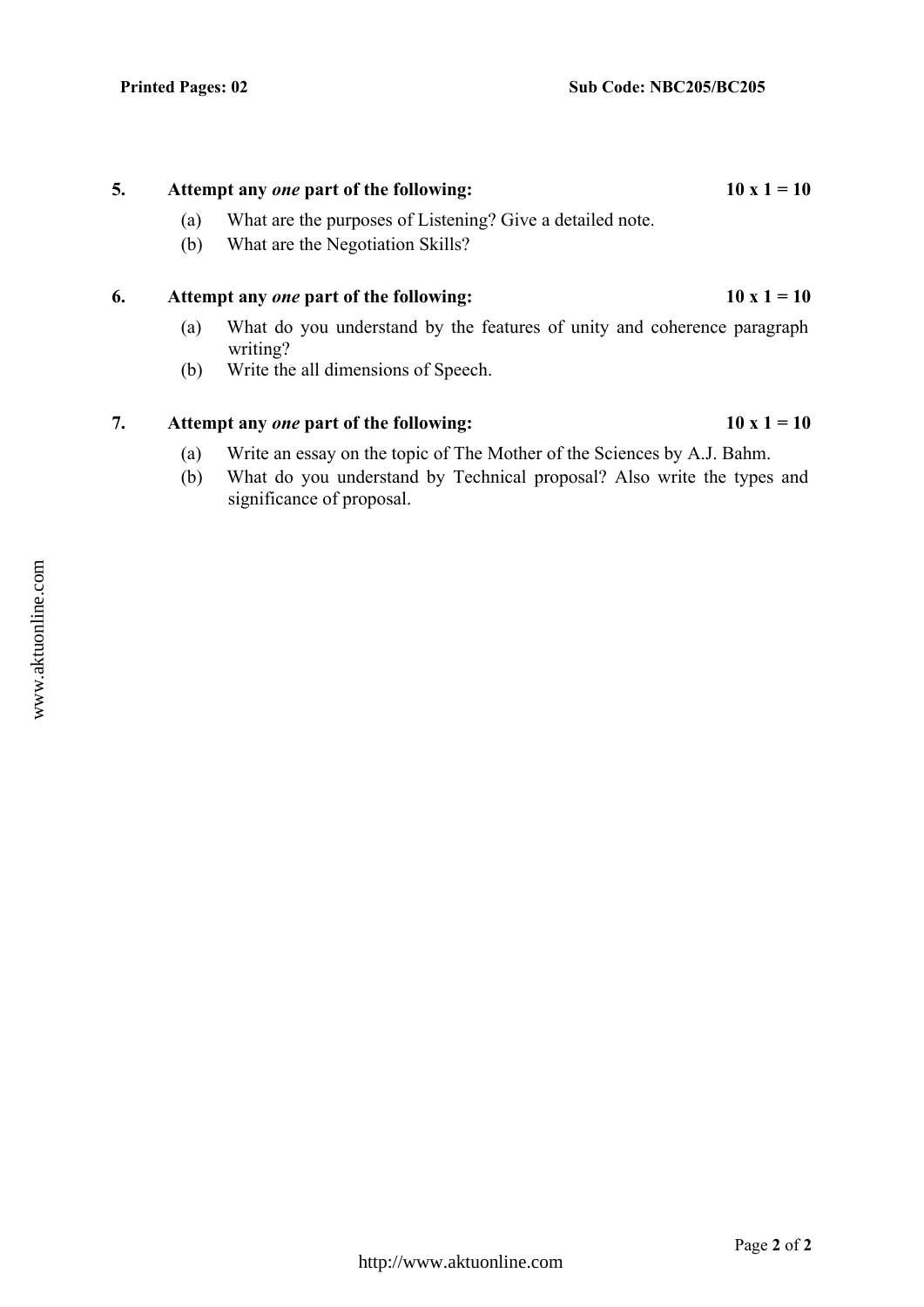**5. Attempt any *one* part of the following: 10 x 1 = 10**

(a) What are the purposes of Listening? Give a detailed note.

(b) What are the Negotiation Skills?

**6. Attempt any *one* part of the following: 10 x 1 = 10**

(a) What do you understand by the features of unity and coherence paragraph writing?

(b) Write the all dimensions of Speech.

**7. Attempt any *one* part of the following: 10 x 1 = 10**

(a) Write an essay on the topic of The Mother of the Sciences by A.J. Bahm.

(b) What do you understand by Technical proposal? Also write the types and significance of proposal.